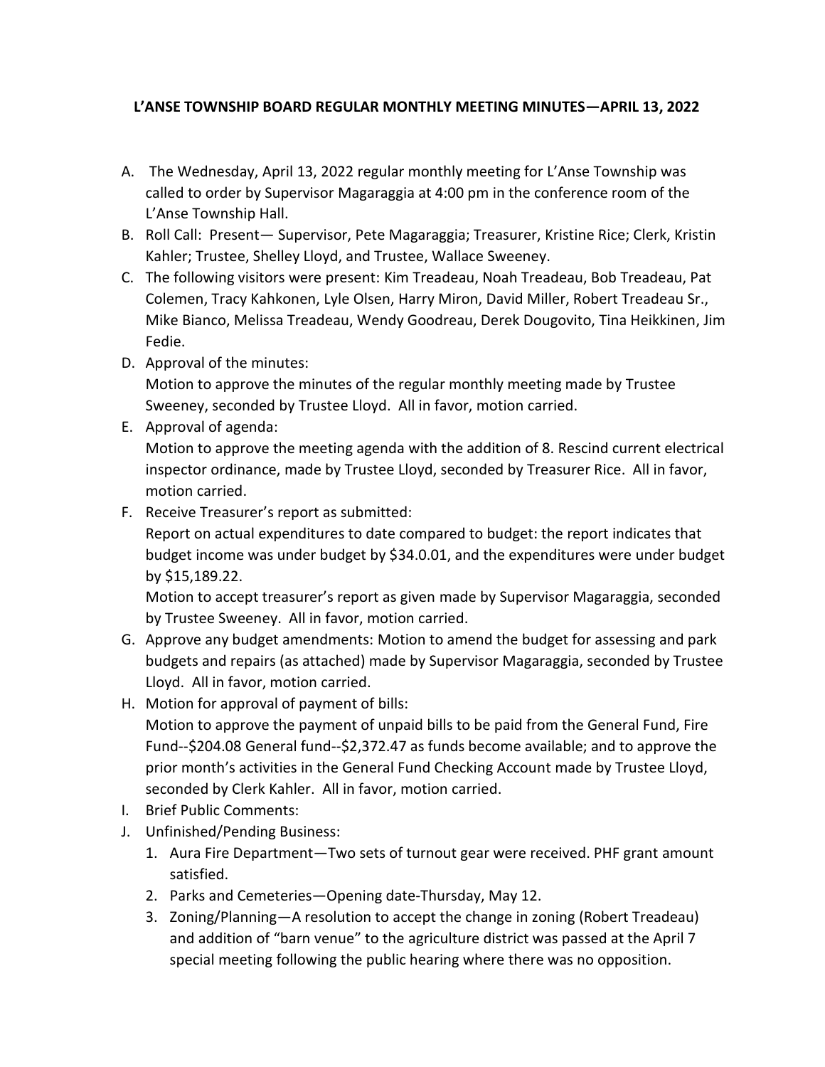# L'ANSE TOWNSHIP BOARD REGULAR MONTHLY MEETING MINUTES—APRIL 13, 2022

A. The Wednesday, April 13, 2022 regular monthly meeting for L'Anse Township was called to order by Supervisor Magaraggia at 4:00 pm in the conference room of the L'Anse Township Hall.

B. Roll Call: Present— Supervisor, Pete Magaraggia; Treasurer, Kristine Rice; Clerk, Kristin Kahler; Trustee, Shelley Lloyd, and Trustee, Wallace Sweeney.

C. The following visitors were present: Kim Treadeau, Noah Treadeau, Bob Treadeau, Pat Colemen, Tracy Kahkonen, Lyle Olsen, Harry Miron, David Miller, Robert Treadeau Sr., Mike Bianco, Melissa Treadeau, Wendy Goodreau, Derek Dougovito, Tina Heikkinen, Jim Fedie.

D. Approval of the minutes:
Motion to approve the minutes of the regular monthly meeting made by Trustee Sweeney, seconded by Trustee Lloyd. All in favor, motion carried.

E. Approval of agenda:
Motion to approve the meeting agenda with the addition of 8. Rescind current electrical inspector ordinance, made by Trustee Lloyd, seconded by Treasurer Rice. All in favor, motion carried.

F. Receive Treasurer's report as submitted:
Report on actual expenditures to date compared to budget: the report indicates that budget income was under budget by $34.0.01, and the expenditures were under budget by $15,189.22.
Motion to accept treasurer's report as given made by Supervisor Magaraggia, seconded by Trustee Sweeney. All in favor, motion carried.

G. Approve any budget amendments: Motion to amend the budget for assessing and park budgets and repairs (as attached) made by Supervisor Magaraggia, seconded by Trustee Lloyd. All in favor, motion carried.

H. Motion for approval of payment of bills:
Motion to approve the payment of unpaid bills to be paid from the General Fund, Fire Fund--$204.08 General fund--$2,372.47 as funds become available; and to approve the prior month's activities in the General Fund Checking Account made by Trustee Lloyd, seconded by Clerk Kahler. All in favor, motion carried.

I. Brief Public Comments:

J. Unfinished/Pending Business:
   1. Aura Fire Department—Two sets of turnout gear were received. PHF grant amount satisfied.
   2. Parks and Cemeteries—Opening date-Thursday, May 12.
   3. Zoning/Planning—A resolution to accept the change in zoning (Robert Treadeau) and addition of "barn venue" to the agriculture district was passed at the April 7 special meeting following the public hearing where there was no opposition.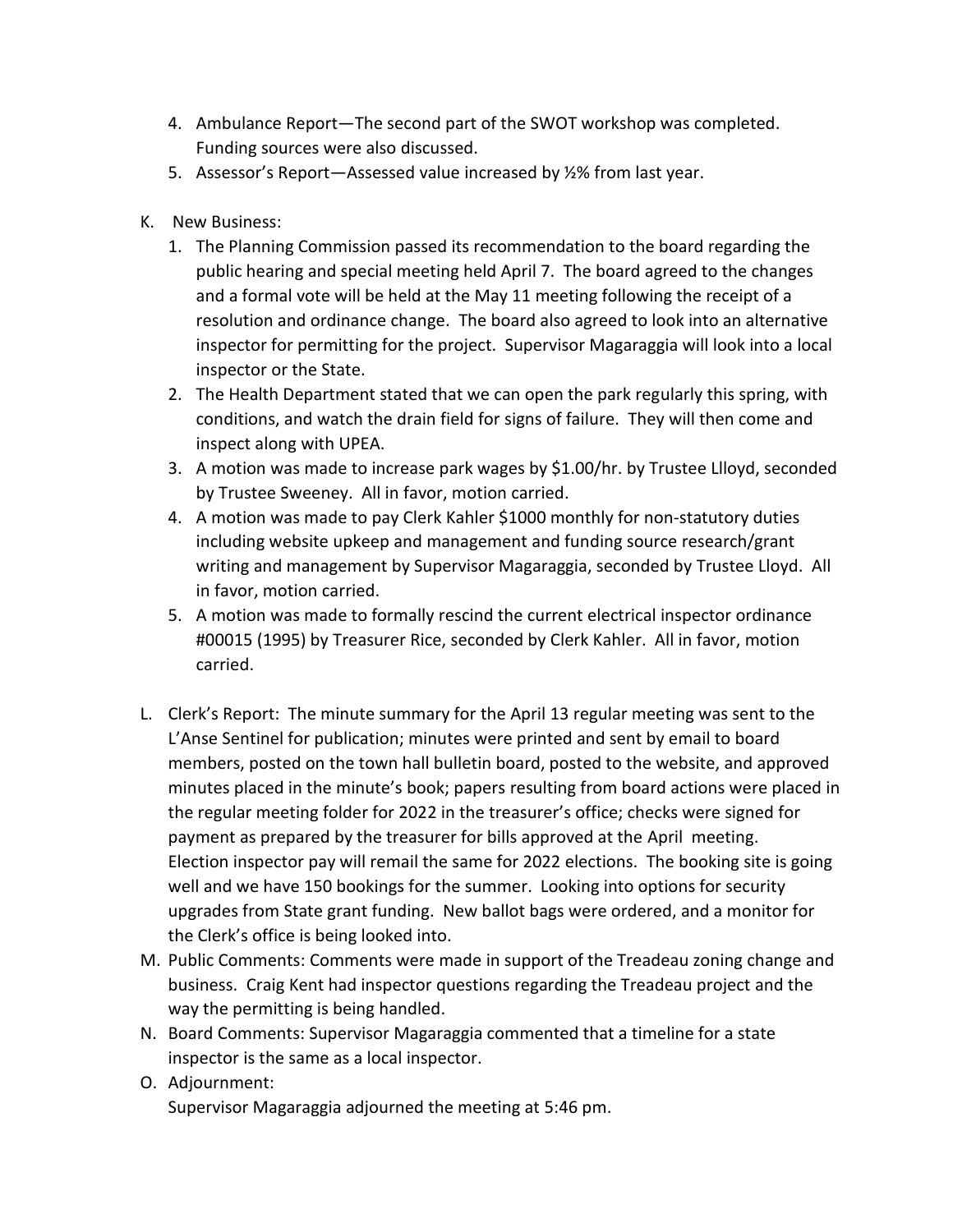4. Ambulance Report—The second part of the SWOT workshop was completed. Funding sources were also discussed.
5. Assessor's Report—Assessed value increased by ½% from last year.

K. New Business:
   1. The Planning Commission passed its recommendation to the board regarding the public hearing and special meeting held April 7. The board agreed to the changes and a formal vote will be held at the May 11 meeting following the receipt of a resolution and ordinance change. The board also agreed to look into an alternative inspector for permitting for the project. Supervisor Magaraggia will look into a local inspector or the State.
   2. The Health Department stated that we can open the park regularly this spring, with conditions, and watch the drain field for signs of failure. They will then come and inspect along with UPEA.
   3. A motion was made to increase park wages by $1.00/hr. by Trustee Llloyd, seconded by Trustee Sweeney. All in favor, motion carried.
   4. A motion was made to pay Clerk Kahler $1000 monthly for non-statutory duties including website upkeep and management and funding source research/grant writing and management by Supervisor Magaraggia, seconded by Trustee Lloyd. All in favor, motion carried.
   5. A motion was made to formally rescind the current electrical inspector ordinance #00015 (1995) by Treasurer Rice, seconded by Clerk Kahler. All in favor, motion carried.

L. Clerk's Report: The minute summary for the April 13 regular meeting was sent to the L'Anse Sentinel for publication; minutes were printed and sent by email to board members, posted on the town hall bulletin board, posted to the website, and approved minutes placed in the minute's book; papers resulting from board actions were placed in the regular meeting folder for 2022 in the treasurer's office; checks were signed for payment as prepared by the treasurer for bills approved at the April meeting. Election inspector pay will remail the same for 2022 elections. The booking site is going well and we have 150 bookings for the summer. Looking into options for security upgrades from State grant funding. New ballot bags were ordered, and a monitor for the Clerk's office is being looked into.

M. Public Comments: Comments were made in support of the Treadeau zoning change and business. Craig Kent had inspector questions regarding the Treadeau project and the way the permitting is being handled.

N. Board Comments: Supervisor Magaraggia commented that a timeline for a state inspector is the same as a local inspector.

O. Adjournment:
   Supervisor Magaraggia adjourned the meeting at 5:46 pm.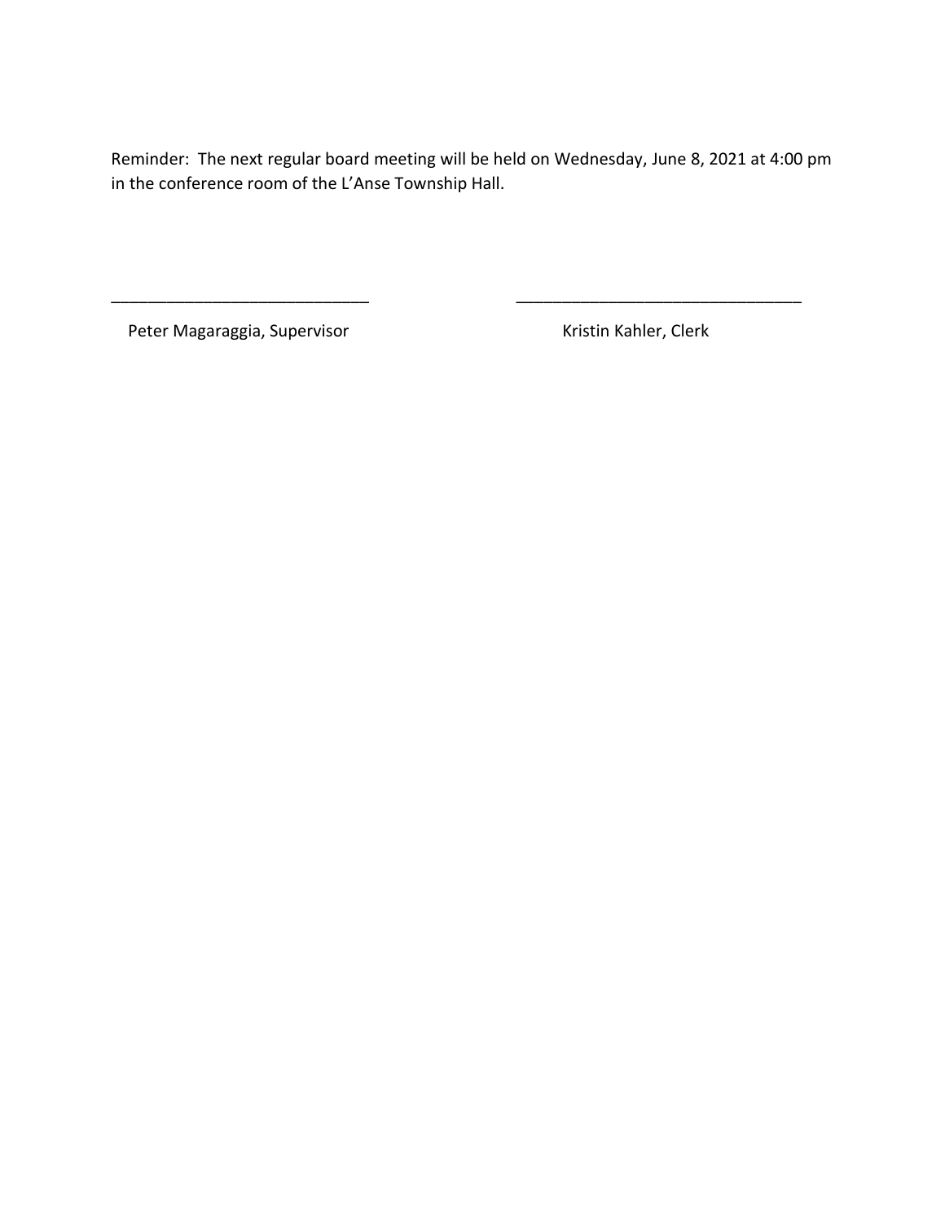Reminder: The next regular board meeting will be held on Wednesday, June 8, 2021 at 4:00 pm in the conference room of the L'Anse Township Hall.

_____________________________ _______________________________

Peter Magaraggia, Supervisor Kristin Kahler, Clerk